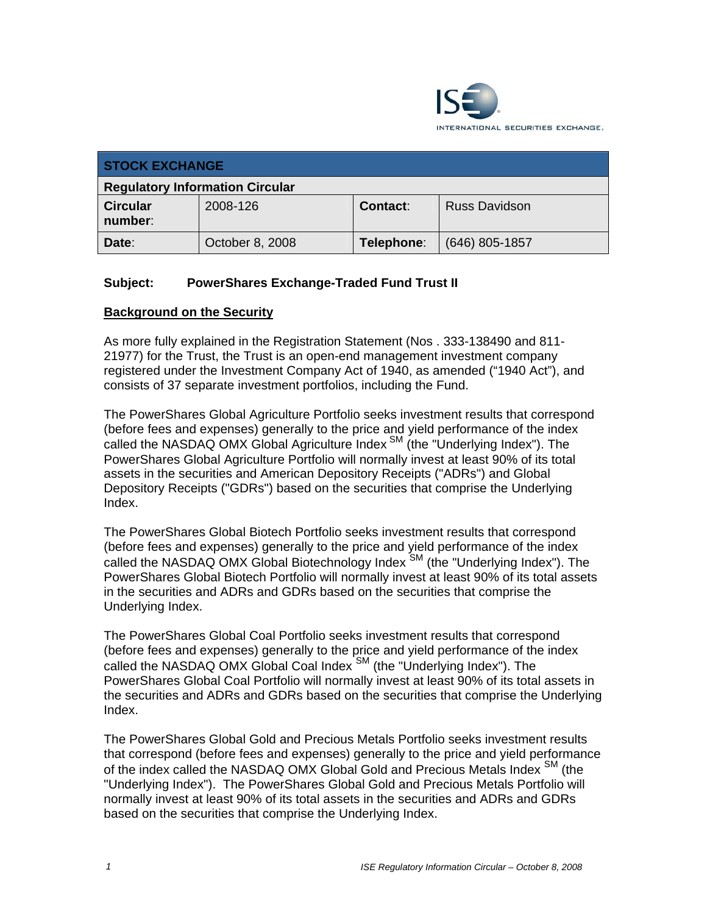INTERNATIONAL SECURITIES EXCHANGE.

| STOCK EXCHANGE | | | |
|---|---|---|---|
| **Regulatory Information Circular** | | | |
| **Circular number:** | 2008-126 | **Contact:** | Russ Davidson |
| **Date:** | October 8, 2008 | **Telephone:** | (646) 805-1857 |

**Subject: PowerShares Exchange-Traded Fund Trust II**

**Background on the Security**

As more fully explained in the Registration Statement (Nos . 333-138490 and 811-21977) for the Trust, the Trust is an open-end management investment company registered under the Investment Company Act of 1940, as amended ("1940 Act"), and consists of 37 separate investment portfolios, including the Fund.

The PowerShares Global Agriculture Portfolio seeks investment results that correspond (before fees and expenses) generally to the price and yield performance of the index called the NASDAQ OMX Global Agriculture Index SM (the "Underlying Index"). The PowerShares Global Agriculture Portfolio will normally invest at least 90% of its total assets in the securities and American Depository Receipts ("ADRs") and Global Depository Receipts ("GDRs") based on the securities that comprise the Underlying Index.

The PowerShares Global Biotech Portfolio seeks investment results that correspond (before fees and expenses) generally to the price and yield performance of the index called the NASDAQ OMX Global Biotechnology Index SM (the "Underlying Index"). The PowerShares Global Biotech Portfolio will normally invest at least 90% of its total assets in the securities and ADRs and GDRs based on the securities that comprise the Underlying Index.

The PowerShares Global Coal Portfolio seeks investment results that correspond (before fees and expenses) generally to the price and yield performance of the index called the NASDAQ OMX Global Coal Index SM (the "Underlying Index"). The PowerShares Global Coal Portfolio will normally invest at least 90% of its total assets in the securities and ADRs and GDRs based on the securities that comprise the Underlying Index.

The PowerShares Global Gold and Precious Metals Portfolio seeks investment results that correspond (before fees and expenses) generally to the price and yield performance of the index called the NASDAQ OMX Global Gold and Precious Metals Index SM (the "Underlying Index"). The PowerShares Global Gold and Precious Metals Portfolio will normally invest at least 90% of its total assets in the securities and ADRs and GDRs based on the securities that comprise the Underlying Index.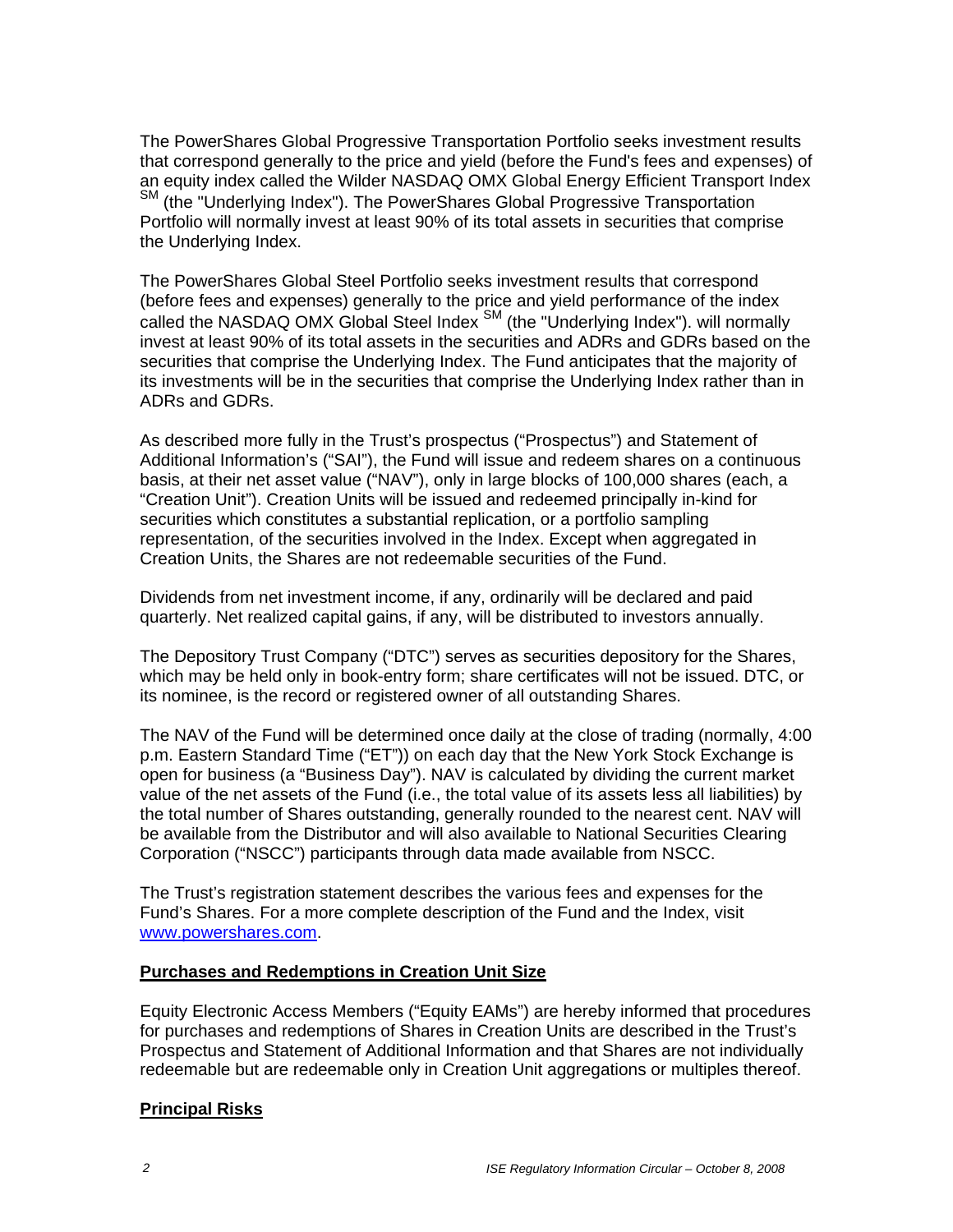The PowerShares Global Progressive Transportation Portfolio seeks investment results that correspond generally to the price and yield (before the Fund's fees and expenses) of an equity index called the Wilder NASDAQ OMX Global Energy Efficient Transport Index SM (the "Underlying Index"). The PowerShares Global Progressive Transportation Portfolio will normally invest at least 90% of its total assets in securities that comprise the Underlying Index.

The PowerShares Global Steel Portfolio seeks investment results that correspond (before fees and expenses) generally to the price and yield performance of the index called the NASDAQ OMX Global Steel Index SM (the "Underlying Index"). will normally invest at least 90% of its total assets in the securities and ADRs and GDRs based on the securities that comprise the Underlying Index. The Fund anticipates that the majority of its investments will be in the securities that comprise the Underlying Index rather than in ADRs and GDRs.

As described more fully in the Trust's prospectus ("Prospectus") and Statement of Additional Information's ("SAI"), the Fund will issue and redeem shares on a continuous basis, at their net asset value ("NAV"), only in large blocks of 100,000 shares (each, a "Creation Unit"). Creation Units will be issued and redeemed principally in-kind for securities which constitutes a substantial replication, or a portfolio sampling representation, of the securities involved in the Index. Except when aggregated in Creation Units, the Shares are not redeemable securities of the Fund.

Dividends from net investment income, if any, ordinarily will be declared and paid quarterly. Net realized capital gains, if any, will be distributed to investors annually.

The Depository Trust Company ("DTC") serves as securities depository for the Shares, which may be held only in book-entry form; share certificates will not be issued. DTC, or its nominee, is the record or registered owner of all outstanding Shares.

The NAV of the Fund will be determined once daily at the close of trading (normally, 4:00 p.m. Eastern Standard Time ("ET")) on each day that the New York Stock Exchange is open for business (a "Business Day"). NAV is calculated by dividing the current market value of the net assets of the Fund (i.e., the total value of its assets less all liabilities) by the total number of Shares outstanding, generally rounded to the nearest cent. NAV will be available from the Distributor and will also available to National Securities Clearing Corporation ("NSCC") participants through data made available from NSCC.

The Trust's registration statement describes the various fees and expenses for the Fund's Shares. For a more complete description of the Fund and the Index, visit www.powershares.com.

**Purchases and Redemptions in Creation Unit Size**

Equity Electronic Access Members ("Equity EAMs") are hereby informed that procedures for purchases and redemptions of Shares in Creation Units are described in the Trust's Prospectus and Statement of Additional Information and that Shares are not individually redeemable but are redeemable only in Creation Unit aggregations or multiples thereof.

**Principal Risks**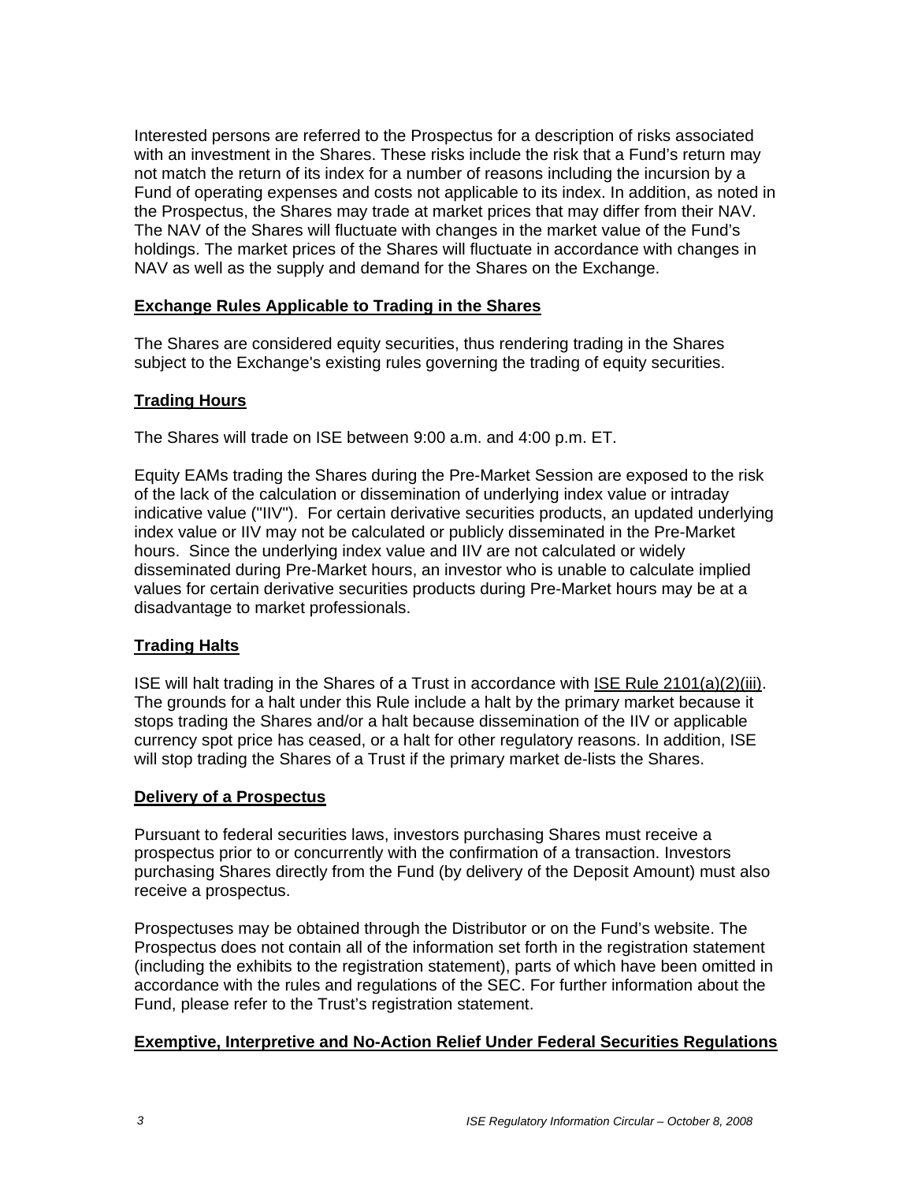Interested persons are referred to the Prospectus for a description of risks associated with an investment in the Shares. These risks include the risk that a Fund's return may not match the return of its index for a number of reasons including the incursion by a Fund of operating expenses and costs not applicable to its index. In addition, as noted in the Prospectus, the Shares may trade at market prices that may differ from their NAV. The NAV of the Shares will fluctuate with changes in the market value of the Fund's holdings. The market prices of the Shares will fluctuate in accordance with changes in NAV as well as the supply and demand for the Shares on the Exchange.

## Exchange Rules Applicable to Trading in the Shares

The Shares are considered equity securities, thus rendering trading in the Shares subject to the Exchange's existing rules governing the trading of equity securities.

## Trading Hours

The Shares will trade on ISE between 9:00 a.m. and 4:00 p.m. ET.

Equity EAMs trading the Shares during the Pre-Market Session are exposed to the risk of the lack of the calculation or dissemination of underlying index value or intraday indicative value ("IIV"). For certain derivative securities products, an updated underlying index value or IIV may not be calculated or publicly disseminated in the Pre-Market hours. Since the underlying index value and IIV are not calculated or widely disseminated during Pre-Market hours, an investor who is unable to calculate implied values for certain derivative securities products during Pre-Market hours may be at a disadvantage to market professionals.

## Trading Halts

ISE will halt trading in the Shares of a Trust in accordance with ISE Rule 2101(a)(2)(iii). The grounds for a halt under this Rule include a halt by the primary market because it stops trading the Shares and/or a halt because dissemination of the IIV or applicable currency spot price has ceased, or a halt for other regulatory reasons. In addition, ISE will stop trading the Shares of a Trust if the primary market de-lists the Shares.

## Delivery of a Prospectus

Pursuant to federal securities laws, investors purchasing Shares must receive a prospectus prior to or concurrently with the confirmation of a transaction. Investors purchasing Shares directly from the Fund (by delivery of the Deposit Amount) must also receive a prospectus.

Prospectuses may be obtained through the Distributor or on the Fund's website. The Prospectus does not contain all of the information set forth in the registration statement (including the exhibits to the registration statement), parts of which have been omitted in accordance with the rules and regulations of the SEC. For further information about the Fund, please refer to the Trust's registration statement.

## Exemptive, Interpretive and No-Action Relief Under Federal Securities Regulations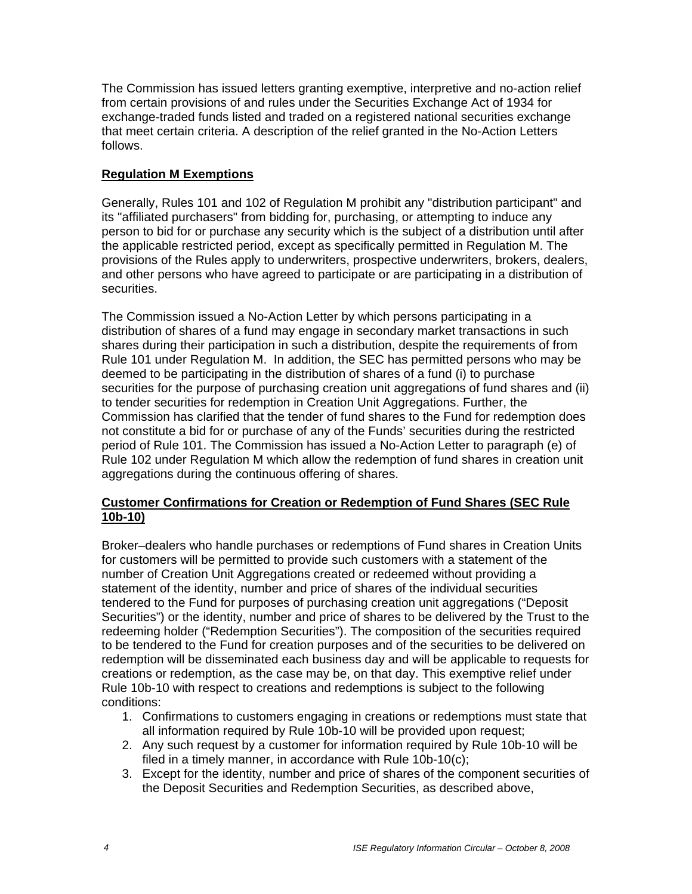The Commission has issued letters granting exemptive, interpretive and no-action relief from certain provisions of and rules under the Securities Exchange Act of 1934 for exchange-traded funds listed and traded on a registered national securities exchange that meet certain criteria. A description of the relief granted in the No-Action Letters follows.

## Regulation M Exemptions

Generally, Rules 101 and 102 of Regulation M prohibit any "distribution participant" and its "affiliated purchasers" from bidding for, purchasing, or attempting to induce any person to bid for or purchase any security which is the subject of a distribution until after the applicable restricted period, except as specifically permitted in Regulation M. The provisions of the Rules apply to underwriters, prospective underwriters, brokers, dealers, and other persons who have agreed to participate or are participating in a distribution of securities.

The Commission issued a No-Action Letter by which persons participating in a distribution of shares of a fund may engage in secondary market transactions in such shares during their participation in such a distribution, despite the requirements of from Rule 101 under Regulation M. In addition, the SEC has permitted persons who may be deemed to be participating in the distribution of shares of a fund (i) to purchase securities for the purpose of purchasing creation unit aggregations of fund shares and (ii) to tender securities for redemption in Creation Unit Aggregations. Further, the Commission has clarified that the tender of fund shares to the Fund for redemption does not constitute a bid for or purchase of any of the Funds' securities during the restricted period of Rule 101. The Commission has issued a No-Action Letter to paragraph (e) of Rule 102 under Regulation M which allow the redemption of fund shares in creation unit aggregations during the continuous offering of shares.

## Customer Confirmations for Creation or Redemption of Fund Shares (SEC Rule 10b-10)

Broker–dealers who handle purchases or redemptions of Fund shares in Creation Units for customers will be permitted to provide such customers with a statement of the number of Creation Unit Aggregations created or redeemed without providing a statement of the identity, number and price of shares of the individual securities tendered to the Fund for purposes of purchasing creation unit aggregations ("Deposit Securities") or the identity, number and price of shares to be delivered by the Trust to the redeeming holder ("Redemption Securities"). The composition of the securities required to be tendered to the Fund for creation purposes and of the securities to be delivered on redemption will be disseminated each business day and will be applicable to requests for creations or redemption, as the case may be, on that day. This exemptive relief under Rule 10b-10 with respect to creations and redemptions is subject to the following conditions:

1. Confirmations to customers engaging in creations or redemptions must state that all information required by Rule 10b-10 will be provided upon request;
2. Any such request by a customer for information required by Rule 10b-10 will be filed in a timely manner, in accordance with Rule 10b-10(c);
3. Except for the identity, number and price of shares of the component securities of the Deposit Securities and Redemption Securities, as described above,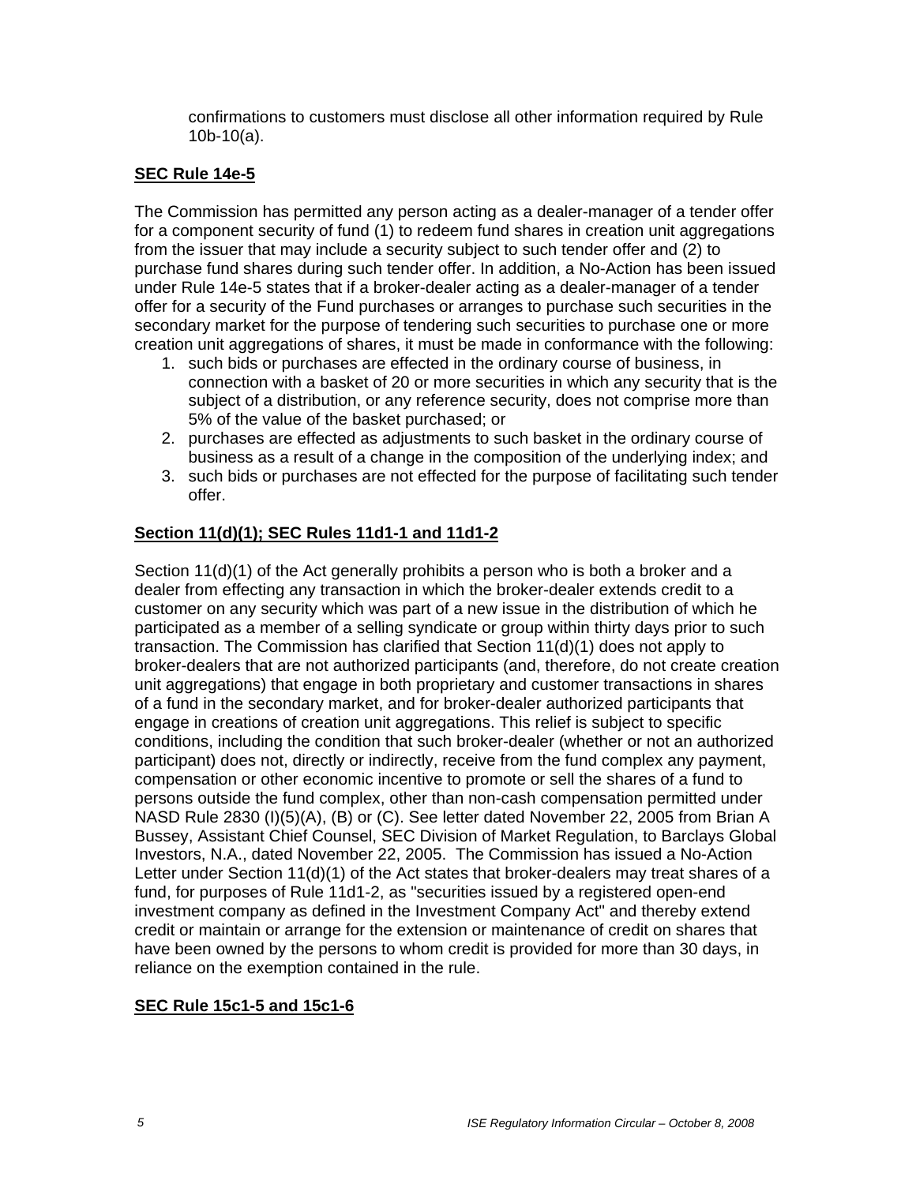confirmations to customers must disclose all other information required by Rule 10b-10(a).

## SEC Rule 14e-5

The Commission has permitted any person acting as a dealer-manager of a tender offer for a component security of fund (1) to redeem fund shares in creation unit aggregations from the issuer that may include a security subject to such tender offer and (2) to purchase fund shares during such tender offer. In addition, a No-Action has been issued under Rule 14e-5 states that if a broker-dealer acting as a dealer-manager of a tender offer for a security of the Fund purchases or arranges to purchase such securities in the secondary market for the purpose of tendering such securities to purchase one or more creation unit aggregations of shares, it must be made in conformance with the following:

1. such bids or purchases are effected in the ordinary course of business, in connection with a basket of 20 or more securities in which any security that is the subject of a distribution, or any reference security, does not comprise more than 5% of the value of the basket purchased; or
2. purchases are effected as adjustments to such basket in the ordinary course of business as a result of a change in the composition of the underlying index; and
3. such bids or purchases are not effected for the purpose of facilitating such tender offer.

## Section 11(d)(1); SEC Rules 11d1-1 and 11d1-2

Section 11(d)(1) of the Act generally prohibits a person who is both a broker and a dealer from effecting any transaction in which the broker-dealer extends credit to a customer on any security which was part of a new issue in the distribution of which he participated as a member of a selling syndicate or group within thirty days prior to such transaction. The Commission has clarified that Section 11(d)(1) does not apply to broker-dealers that are not authorized participants (and, therefore, do not create creation unit aggregations) that engage in both proprietary and customer transactions in shares of a fund in the secondary market, and for broker-dealer authorized participants that engage in creations of creation unit aggregations. This relief is subject to specific conditions, including the condition that such broker-dealer (whether or not an authorized participant) does not, directly or indirectly, receive from the fund complex any payment, compensation or other economic incentive to promote or sell the shares of a fund to persons outside the fund complex, other than non-cash compensation permitted under NASD Rule 2830 (I)(5)(A), (B) or (C). See letter dated November 22, 2005 from Brian A Bussey, Assistant Chief Counsel, SEC Division of Market Regulation, to Barclays Global Investors, N.A., dated November 22, 2005. The Commission has issued a No-Action Letter under Section 11(d)(1) of the Act states that broker-dealers may treat shares of a fund, for purposes of Rule 11d1-2, as "securities issued by a registered open-end investment company as defined in the Investment Company Act" and thereby extend credit or maintain or arrange for the extension or maintenance of credit on shares that have been owned by the persons to whom credit is provided for more than 30 days, in reliance on the exemption contained in the rule.

## SEC Rule 15c1-5 and 15c1-6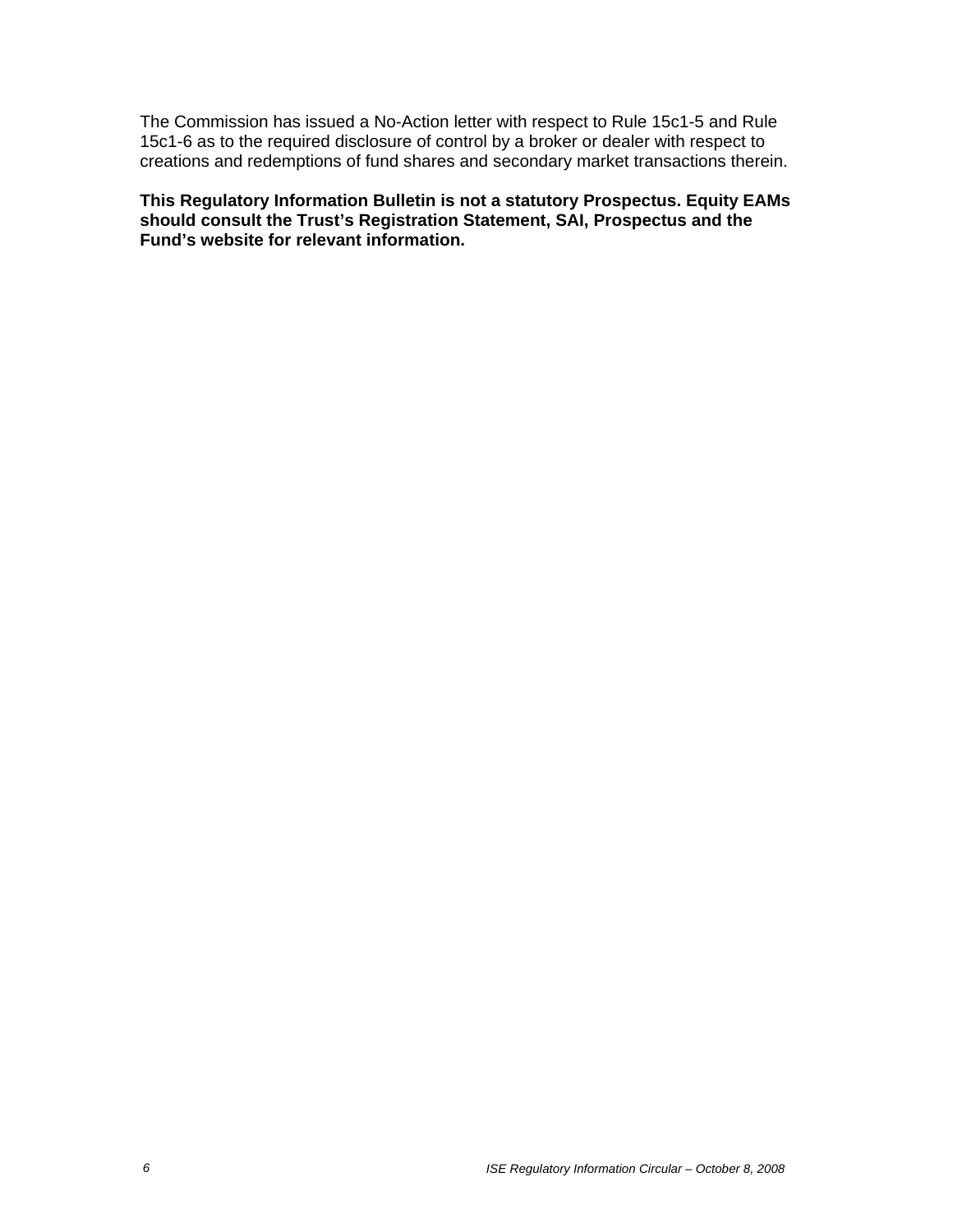The Commission has issued a No-Action letter with respect to Rule 15c1-5 and Rule 15c1-6 as to the required disclosure of control by a broker or dealer with respect to creations and redemptions of fund shares and secondary market transactions therein.

**This Regulatory Information Bulletin is not a statutory Prospectus. Equity EAMs should consult the Trust's Registration Statement, SAI, Prospectus and the Fund's website for relevant information.**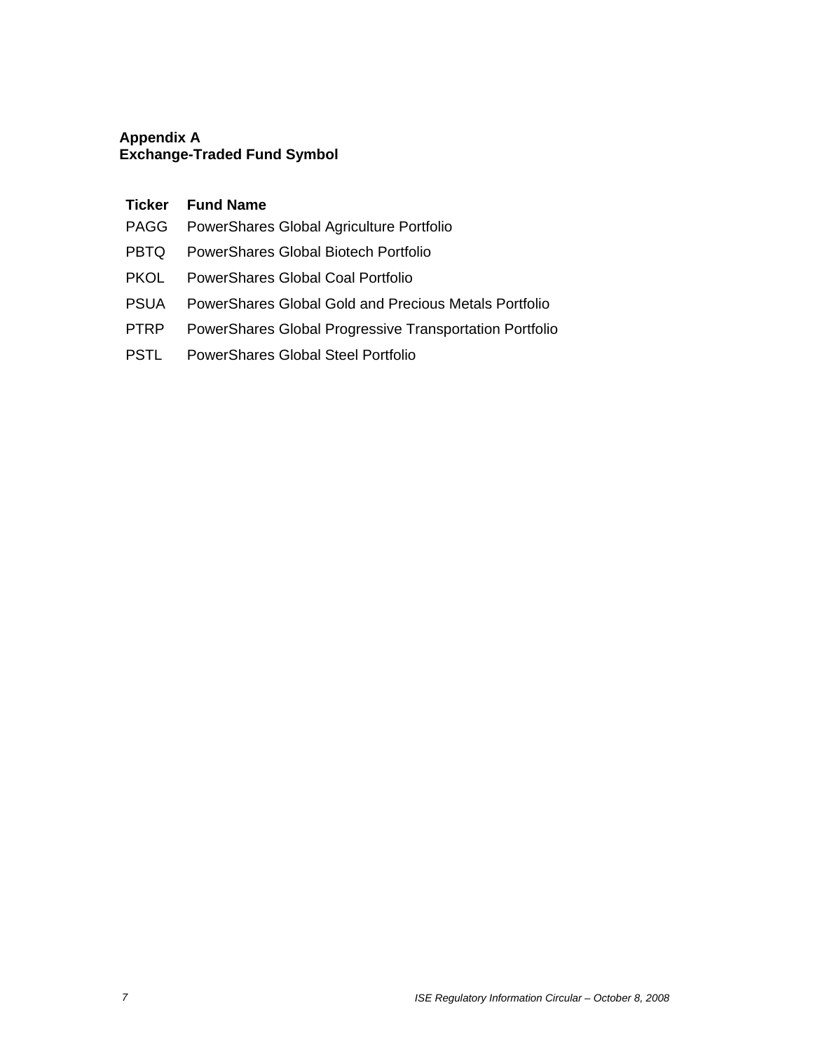**Appendix A**
**Exchange-Traded Fund Symbol**

| Ticker | Fund Name |
|---|---|
| PAGG | PowerShares Global Agriculture Portfolio |
| PBTQ | PowerShares Global Biotech Portfolio |
| PKOL | PowerShares Global Coal Portfolio |
| PSUA | PowerShares Global Gold and Precious Metals Portfolio |
| PTRP | PowerShares Global Progressive Transportation Portfolio |
| PSTL | PowerShares Global Steel Portfolio |